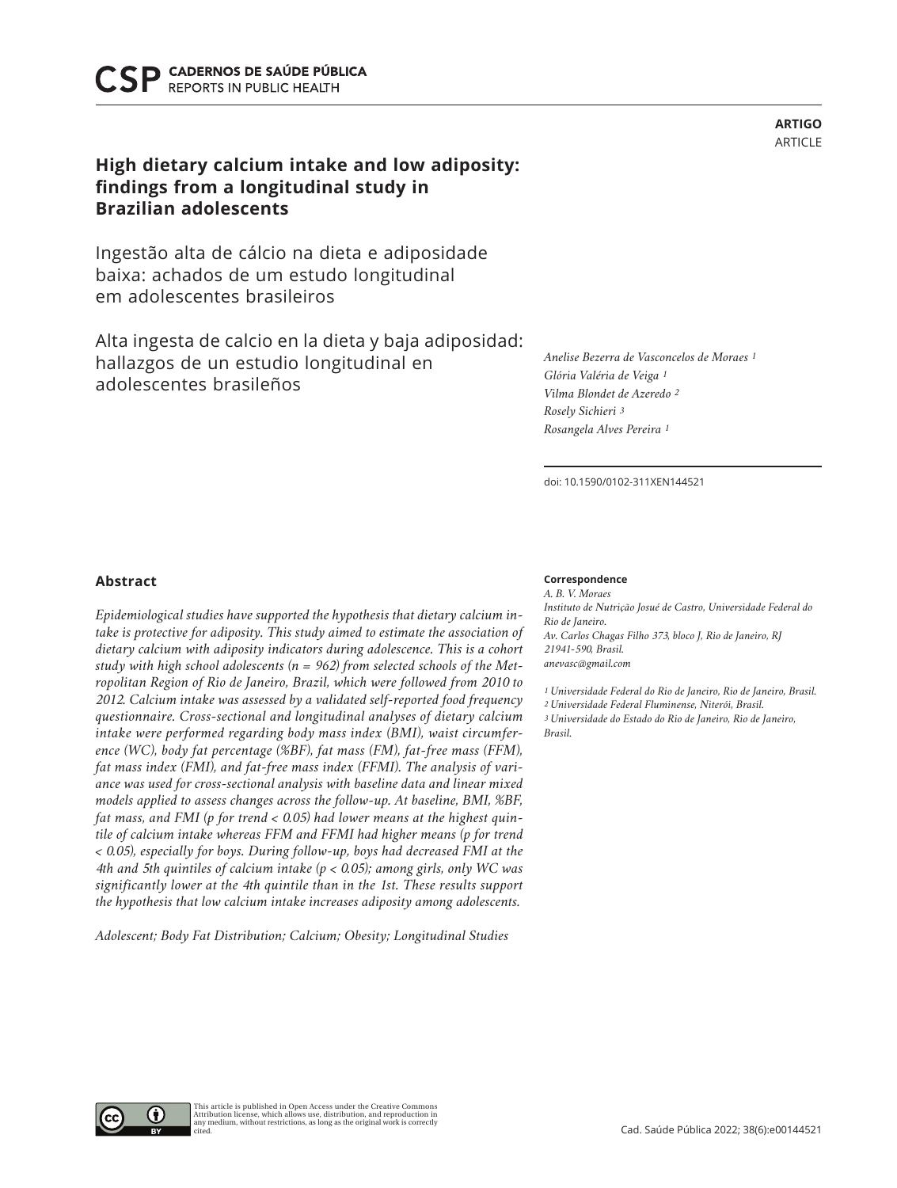ARTIGO
ARTICLE

# High dietary calcium intake and low adiposity: findings from a longitudinal study in Brazilian adolescents

Ingestão alta de cálcio na dieta e adiposidade baixa: achados de um estudo longitudinal em adolescentes brasileiros

Alta ingesta de calcio en la dieta y baja adiposidad: hallazgos de un estudio longitudinal en adolescentes brasileños

*Anelise Bezerra de Vasconcelos de Moraes [1]*
*Glória Valéria de Veiga [1]*
*Vilma Blondet de Azeredo [2]*
*Rosely Sichieri [3]*
*Rosangela Alves Pereira [1]*

doi: 10.1590/0102-311XEN144521

## Abstract

*Epidemiological studies have supported the hypothesis that dietary calcium intake is protective for adiposity. This study aimed to estimate the association of dietary calcium with adiposity indicators during adolescence. This is a cohort study with high school adolescents (n = 962) from selected schools of the Metropolitan Region of Rio de Janeiro, Brazil, which were followed from 2010 to 2012. Calcium intake was assessed by a validated self-reported food frequency questionnaire. Cross-sectional and longitudinal analyses of dietary calcium intake were performed regarding body mass index (BMI), waist circumference (WC), body fat percentage (%BF), fat mass (FM), fat-free mass (FFM), fat mass index (FMI), and fat-free mass index (FFMI). The analysis of variance was used for cross-sectional analysis with baseline data and linear mixed models applied to assess changes across the follow-up. At baseline, BMI, %BF, fat mass, and FMI (p for trend < 0.05) had lower means at the highest quintile of calcium intake whereas FFM and FFMI had higher means (p for trend < 0.05), especially for boys. During follow-up, boys had decreased FMI at the 4th and 5th quintiles of calcium intake (p < 0.05); among girls, only WC was significantly lower at the 4th quintile than in the 1st. These results support the hypothesis that low calcium intake increases adiposity among adolescents.*

*Adolescent; Body Fat Distribution; Calcium; Obesity; Longitudinal Studies*

**Correspondence**
*A. B. V. Moraes*
*Instituto de Nutrição Josué de Castro, Universidade Federal do Rio de Janeiro.*
*Av. Carlos Chagas Filho 373, bloco J, Rio de Janeiro, RJ 21941-590, Brasil.*
*anevasc@gmail.com*

*[1] Universidade Federal do Rio de Janeiro, Rio de Janeiro, Brasil.*
*[2] Universidade Federal Fluminense, Niterói, Brasil.*
*[3] Universidade do Estado do Rio de Janeiro, Rio de Janeiro, Brasil.*

This article is published in Open Access under the Creative Commons Attribution license, which allows use, distribution, and reproduction in any medium, without restrictions, as long as the original work is correctly cited.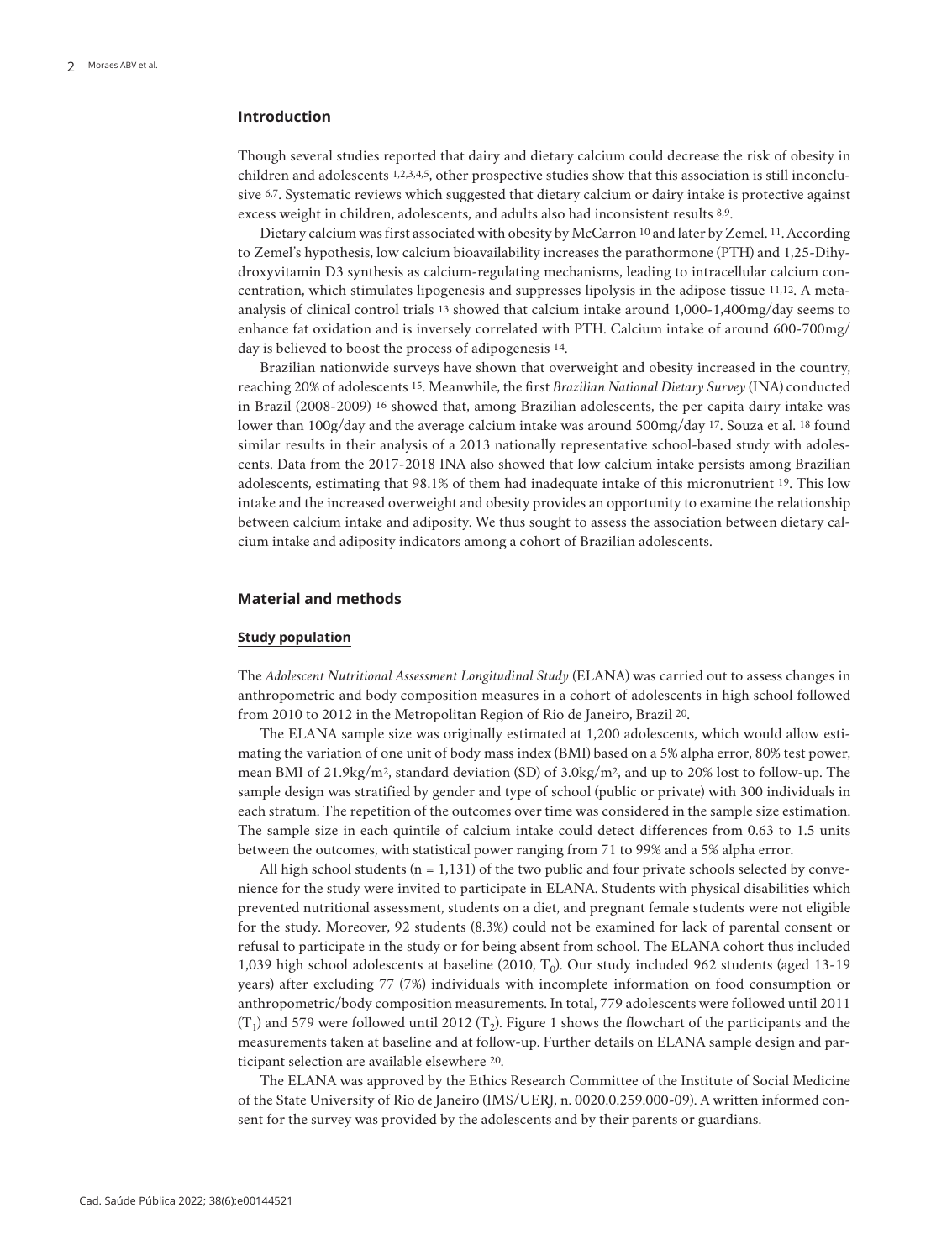## Introduction

Though several studies reported that dairy and dietary calcium could decrease the risk of obesity in children and adolescents [1,2,3,4,5], other prospective studies show that this association is still inconclusive [6,7]. Systematic reviews which suggested that dietary calcium or dairy intake is protective against excess weight in children, adolescents, and adults also had inconsistent results [8,9].

Dietary calcium was first associated with obesity by McCarron [10] and later by Zemel. [11]. According to Zemel's hypothesis, low calcium bioavailability increases the parathormone (PTH) and 1,25-Dihydroxyvitamin D3 synthesis as calcium-regulating mechanisms, leading to intracellular calcium concentration, which stimulates lipogenesis and suppresses lipolysis in the adipose tissue [11,12]. A meta-analysis of clinical control trials [13] showed that calcium intake around 1,000-1,400mg/day seems to enhance fat oxidation and is inversely correlated with PTH. Calcium intake of around 600-700mg/day is believed to boost the process of adipogenesis [14].

Brazilian nationwide surveys have shown that overweight and obesity increased in the country, reaching 20% of adolescents [15]. Meanwhile, the first *Brazilian National Dietary Survey* (INA) conducted in Brazil (2008-2009) [16] showed that, among Brazilian adolescents, the per capita dairy intake was lower than 100g/day and the average calcium intake was around 500mg/day [17]. Souza et al. [18] found similar results in their analysis of a 2013 nationally representative school-based study with adolescents. Data from the 2017-2018 INA also showed that low calcium intake persists among Brazilian adolescents, estimating that 98.1% of them had inadequate intake of this micronutrient [19]. This low intake and the increased overweight and obesity provides an opportunity to examine the relationship between calcium intake and adiposity. We thus sought to assess the association between dietary calcium intake and adiposity indicators among a cohort of Brazilian adolescents.

## Material and methods

### Study population

The *Adolescent Nutritional Assessment Longitudinal Study* (ELANA) was carried out to assess changes in anthropometric and body composition measures in a cohort of adolescents in high school followed from 2010 to 2012 in the Metropolitan Region of Rio de Janeiro, Brazil [20].

The ELANA sample size was originally estimated at 1,200 adolescents, which would allow estimating the variation of one unit of body mass index (BMI) based on a 5% alpha error, 80% test power, mean BMI of 21.9kg/m$^2$, standard deviation (SD) of 3.0kg/m$^2$, and up to 20% lost to follow-up. The sample design was stratified by gender and type of school (public or private) with 300 individuals in each stratum. The repetition of the outcomes over time was considered in the sample size estimation. The sample size in each quintile of calcium intake could detect differences from 0.63 to 1.5 units between the outcomes, with statistical power ranging from 71 to 99% and a 5% alpha error.

All high school students (n = 1,131) of the two public and four private schools selected by convenience for the study were invited to participate in ELANA. Students with physical disabilities which prevented nutritional assessment, students on a diet, and pregnant female students were not eligible for the study. Moreover, 92 students (8.3%) could not be examined for lack of parental consent or refusal to participate in the study or for being absent from school. The ELANA cohort thus included 1,039 high school adolescents at baseline (2010, $T_0$). Our study included 962 students (aged 13-19 years) after excluding 77 (7%) individuals with incomplete information on food consumption or anthropometric/body composition measurements. In total, 779 adolescents were followed until 2011 ($T_1$) and 579 were followed until 2012 ($T_2$). Figure 1 shows the flowchart of the participants and the measurements taken at baseline and at follow-up. Further details on ELANA sample design and participant selection are available elsewhere [20].

The ELANA was approved by the Ethics Research Committee of the Institute of Social Medicine of the State University of Rio de Janeiro (IMS/UERJ, n. 0020.0.259.000-09). A written informed consent for the survey was provided by the adolescents and by their parents or guardians.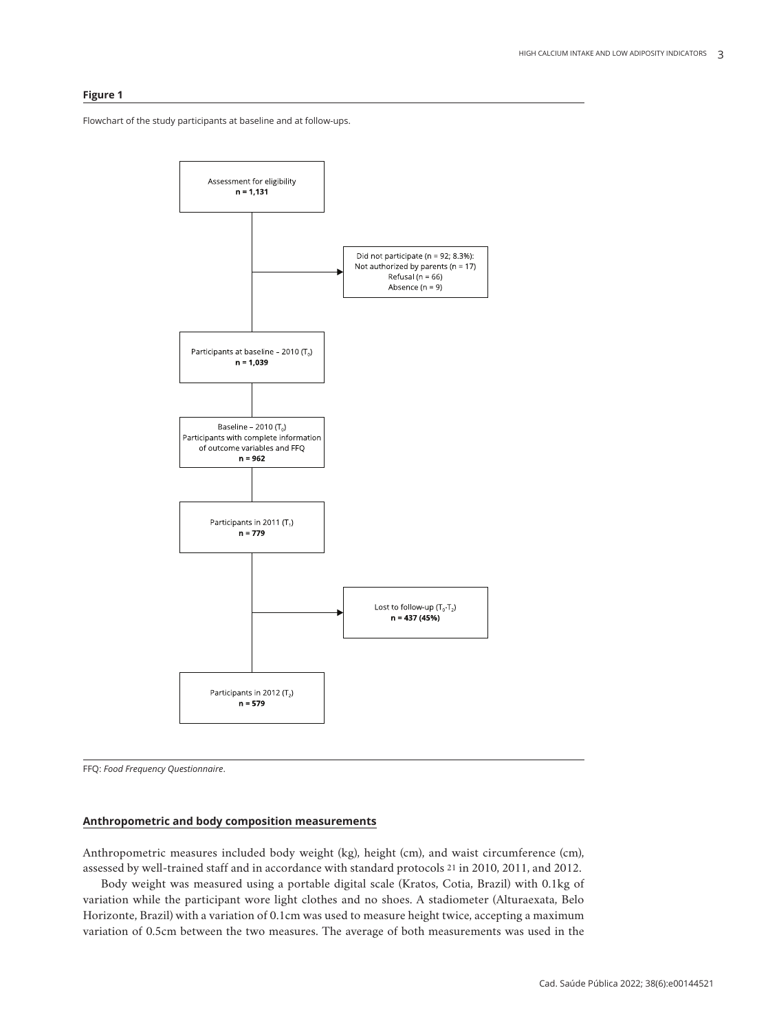**Figure 1**

Flowchart of the study participants at baseline and at follow-ups.

Assessment for eligibility
**n = 1,131**

Did not participate (n = 92; 8.3%):
Not authorized by parents (n = 17)
Refusal (n = 66)
Absence (n = 9)

Participants at baseline – 2010 ($T_0$)
**n = 1,039**

Baseline – 2010 ($T_0$)
Participants with complete information of outcome variables and FFQ
**n = 962**

Participants in 2011 ($T_1$)
**n = 779**

Lost to follow-up ($T_0$-$T_2$)
**n = 437 (45%)**

Participants in 2012 ($T_2$)
**n = 579**

FFQ: *Food Frequency Questionnaire*.

## Anthropometric and body composition measurements

Anthropometric measures included body weight (kg), height (cm), and waist circumference (cm), assessed by well-trained staff and in accordance with standard protocols [21] in 2010, 2011, and 2012.

Body weight was measured using a portable digital scale (Kratos, Cotia, Brazil) with 0.1kg of variation while the participant wore light clothes and no shoes. A stadiometer (Alturaexata, Belo Horizonte, Brazil) with a variation of 0.1cm was used to measure height twice, accepting a maximum variation of 0.5cm between the two measures. The average of both measurements was used in the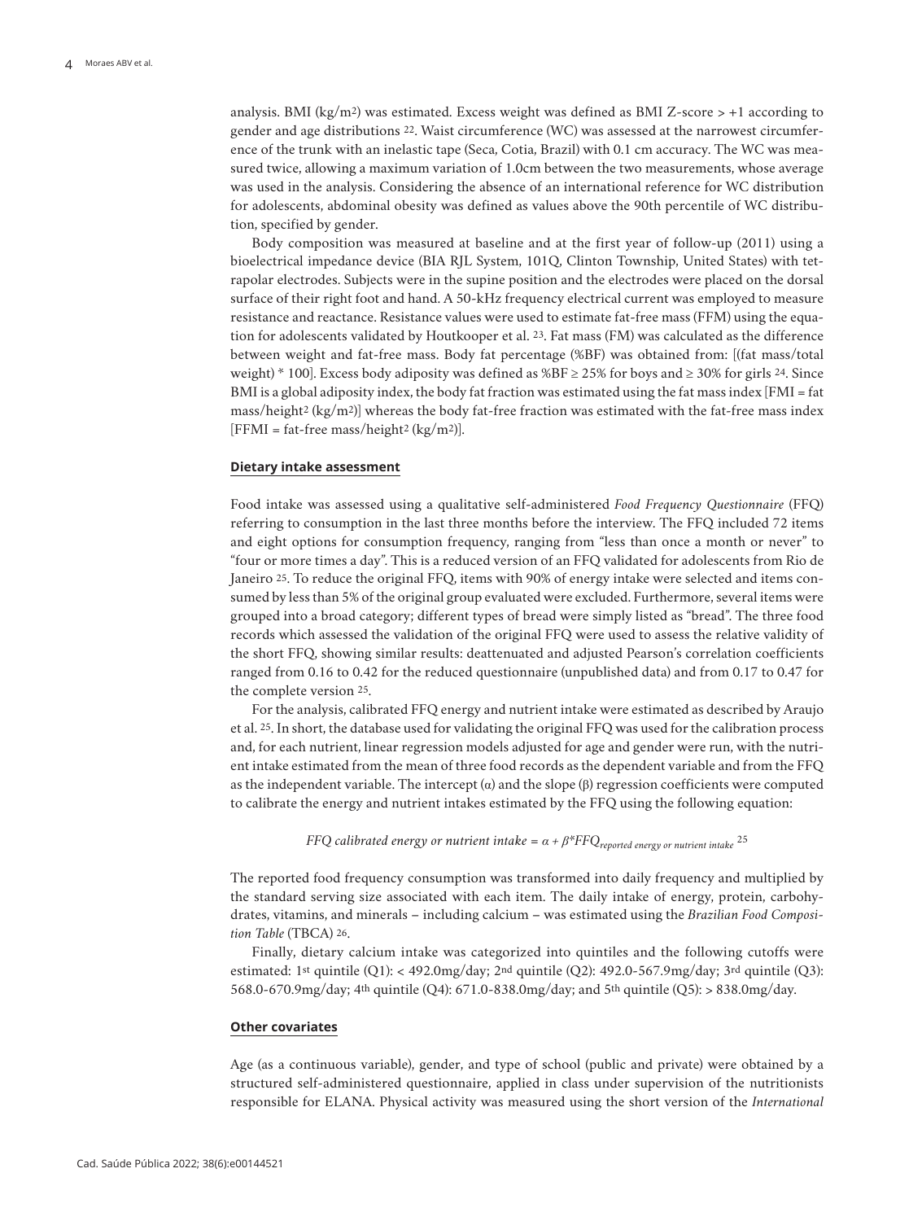analysis. BMI (kg/m[2]) was estimated. Excess weight was defined as BMI Z-score > +1 according to gender and age distributions [22]. Waist circumference (WC) was assessed at the narrowest circumference of the trunk with an inelastic tape (Seca, Cotia, Brazil) with 0.1 cm accuracy. The WC was measured twice, allowing a maximum variation of 1.0cm between the two measurements, whose average was used in the analysis. Considering the absence of an international reference for WC distribution for adolescents, abdominal obesity was defined as values above the 90th percentile of WC distribution, specified by gender.

Body composition was measured at baseline and at the first year of follow-up (2011) using a bioelectrical impedance device (BIA RJL System, 101Q, Clinton Township, United States) with tetrapolar electrodes. Subjects were in the supine position and the electrodes were placed on the dorsal surface of their right foot and hand. A 50-kHz frequency electrical current was employed to measure resistance and reactance. Resistance values were used to estimate fat-free mass (FFM) using the equation for adolescents validated by Houtkooper et al. [23]. Fat mass (FM) was calculated as the difference between weight and fat-free mass. Body fat percentage (%BF) was obtained from: [(fat mass/total weight) * 100]. Excess body adiposity was defined as %BF ≥ 25% for boys and ≥ 30% for girls [24]. Since BMI is a global adiposity index, the body fat fraction was estimated using the fat mass index [FMI = fat mass/height$^2$ (kg/m$^2$)] whereas the body fat-free fraction was estimated with the fat-free mass index [FFMI = fat-free mass/height$^2$ (kg/m$^2$)].

## Dietary intake assessment

Food intake was assessed using a qualitative self-administered *Food Frequency Questionnaire* (FFQ) referring to consumption in the last three months before the interview. The FFQ included 72 items and eight options for consumption frequency, ranging from "less than once a month or never" to "four or more times a day". This is a reduced version of an FFQ validated for adolescents from Rio de Janeiro [25]. To reduce the original FFQ, items with 90% of energy intake were selected and items consumed by less than 5% of the original group evaluated were excluded. Furthermore, several items were grouped into a broad category; different types of bread were simply listed as "bread". The three food records which assessed the validation of the original FFQ were used to assess the relative validity of the short FFQ, showing similar results: deattenuated and adjusted Pearson's correlation coefficients ranged from 0.16 to 0.42 for the reduced questionnaire (unpublished data) and from 0.17 to 0.47 for the complete version [25].

For the analysis, calibrated FFQ energy and nutrient intake were estimated as described by Araujo et al. [25]. In short, the database used for validating the original FFQ was used for the calibration process and, for each nutrient, linear regression models adjusted for age and gender were run, with the nutrient intake estimated from the mean of three food records as the dependent variable and from the FFQ as the independent variable. The intercept (α) and the slope (β) regression coefficients were computed to calibrate the energy and nutrient intakes estimated by the FFQ using the following equation:

$$\textit{FFQ calibrated energy or nutrient intake} = \alpha + \beta * FFQ_{\textit{reported energy or nutrient intake}} \text{ [25]}$$

The reported food frequency consumption was transformed into daily frequency and multiplied by the standard serving size associated with each item. The daily intake of energy, protein, carbohydrates, vitamins, and minerals – including calcium – was estimated using the *Brazilian Food Composition Table* (TBCA) [26].

Finally, dietary calcium intake was categorized into quintiles and the following cutoffs were estimated: 1st quintile (Q1): < 492.0mg/day; 2nd quintile (Q2): 492.0-567.9mg/day; 3rd quintile (Q3): 568.0-670.9mg/day; 4th quintile (Q4): 671.0-838.0mg/day; and 5th quintile (Q5): > 838.0mg/day.

## Other covariates

Age (as a continuous variable), gender, and type of school (public and private) were obtained by a structured self-administered questionnaire, applied in class under supervision of the nutritionists responsible for ELANA. Physical activity was measured using the short version of the *International*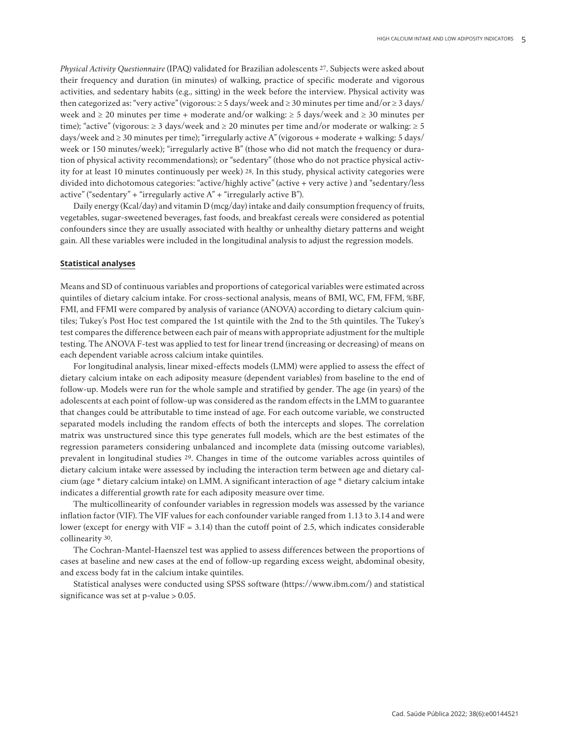*Physical Activity Questionnaire* (IPAQ) validated for Brazilian adolescents [27]. Subjects were asked about their frequency and duration (in minutes) of walking, practice of specific moderate and vigorous activities, and sedentary habits (e.g., sitting) in the week before the interview. Physical activity was then categorized as: "very active" (vigorous: ≥ 5 days/week and ≥ 30 minutes per time and/or ≥ 3 days/week and ≥ 20 minutes per time + moderate and/or walking: ≥ 5 days/week and ≥ 30 minutes per time); "active" (vigorous: ≥ 3 days/week and ≥ 20 minutes per time and/or moderate or walking: ≥ 5 days/week and ≥ 30 minutes per time); "irregularly active A" (vigorous + moderate + walking: 5 days/week or 150 minutes/week); "irregularly active B" (those who did not match the frequency or duration of physical activity recommendations); or "sedentary" (those who do not practice physical activity for at least 10 minutes continuously per week) [28]. In this study, physical activity categories were divided into dichotomous categories: "active/highly active" (active + very active ) and "sedentary/less active" ("sedentary" + "irregularly active A" + "irregularly active B").

Daily energy (Kcal/day) and vitamin D (mcg/day) intake and daily consumption frequency of fruits, vegetables, sugar-sweetened beverages, fast foods, and breakfast cereals were considered as potential confounders since they are usually associated with healthy or unhealthy dietary patterns and weight gain. All these variables were included in the longitudinal analysis to adjust the regression models.

## Statistical analyses

Means and SD of continuous variables and proportions of categorical variables were estimated across quintiles of dietary calcium intake. For cross-sectional analysis, means of BMI, WC, FM, FFM, %BF, FMI, and FFMI were compared by analysis of variance (ANOVA) according to dietary calcium quintiles; Tukey's Post Hoc test compared the 1st quintile with the 2nd to the 5th quintiles. The Tukey's test compares the difference between each pair of means with appropriate adjustment for the multiple testing. The ANOVA F-test was applied to test for linear trend (increasing or decreasing) of means on each dependent variable across calcium intake quintiles.

For longitudinal analysis, linear mixed-effects models (LMM) were applied to assess the effect of dietary calcium intake on each adiposity measure (dependent variables) from baseline to the end of follow-up. Models were run for the whole sample and stratified by gender. The age (in years) of the adolescents at each point of follow-up was considered as the random effects in the LMM to guarantee that changes could be attributable to time instead of age. For each outcome variable, we constructed separated models including the random effects of both the intercepts and slopes. The correlation matrix was unstructured since this type generates full models, which are the best estimates of the regression parameters considering unbalanced and incomplete data (missing outcome variables), prevalent in longitudinal studies [29]. Changes in time of the outcome variables across quintiles of dietary calcium intake were assessed by including the interaction term between age and dietary calcium (age * dietary calcium intake) on LMM. A significant interaction of age * dietary calcium intake indicates a differential growth rate for each adiposity measure over time.

The multicollinearity of confounder variables in regression models was assessed by the variance inflation factor (VIF). The VIF values for each confounder variable ranged from 1.13 to 3.14 and were lower (except for energy with VIF = 3.14) than the cutoff point of 2.5, which indicates considerable collinearity [30].

The Cochran-Mantel-Haenszel test was applied to assess differences between the proportions of cases at baseline and new cases at the end of follow-up regarding excess weight, abdominal obesity, and excess body fat in the calcium intake quintiles.

Statistical analyses were conducted using SPSS software (https://www.ibm.com/) and statistical significance was set at p-value > 0.05.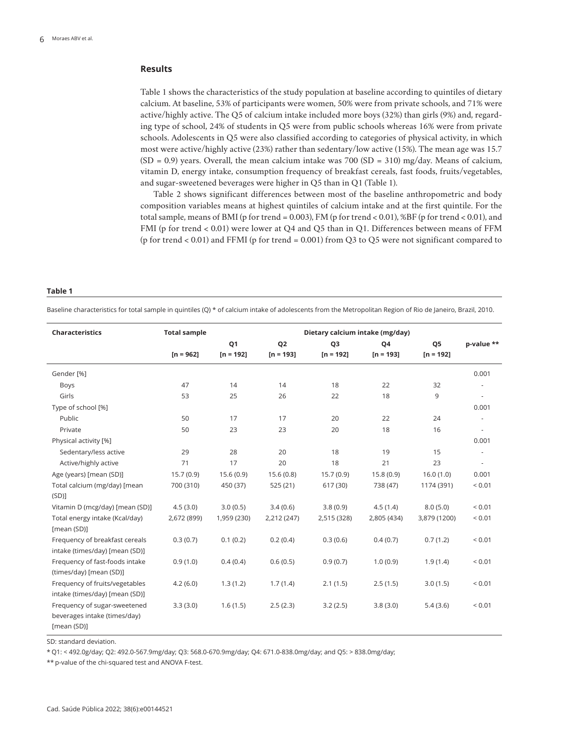## Results

Table 1 shows the characteristics of the study population at baseline according to quintiles of dietary calcium. At baseline, 53% of participants were women, 50% were from private schools, and 71% were active/highly active. The Q5 of calcium intake included more boys (32%) than girls (9%) and, regarding type of school, 24% of students in Q5 were from public schools whereas 16% were from private schools. Adolescents in Q5 were also classified according to categories of physical activity, in which most were active/highly active (23%) rather than sedentary/low active (15%). The mean age was 15.7 (SD = 0.9) years. Overall, the mean calcium intake was 700 (SD = 310) mg/day. Means of calcium, vitamin D, energy intake, consumption frequency of breakfast cereals, fast foods, fruits/vegetables, and sugar-sweetened beverages were higher in Q5 than in Q1 (Table 1).

Table 2 shows significant differences between most of the baseline anthropometric and body composition variables means at highest quintiles of calcium intake and at the first quintile. For the total sample, means of BMI (p for trend = 0.003), FM (p for trend < 0.01), %BF (p for trend < 0.01), and FMI (p for trend < 0.01) were lower at Q4 and Q5 than in Q1. Differences between means of FFM (p for trend < 0.01) and FFMI (p for trend = 0.001) from Q3 to Q5 were not significant compared to

**Table 1**

Baseline characteristics for total sample in quintiles (Q) * of calcium intake of adolescents from the Metropolitan Region of Rio de Janeiro, Brazil, 2010.

| Characteristics | Total sample | Dietary calcium intake (mg/day) | | | | | |
|---|---|---|---|---|---|---|---|
| | | Q1 | Q2 | Q3 | Q4 | Q5 | p-value ** |
| | [n = 962] | [n = 192] | [n = 193] | [n = 192] | [n = 193] | [n = 192] | |
| Gender [%] | | | | | | | 0.001 |
| Boys | 47 | 14 | 14 | 18 | 22 | 32 | - |
| Girls | 53 | 25 | 26 | 22 | 18 | 9 | - |
| Type of school [%] | | | | | | | 0.001 |
| Public | 50 | 17 | 17 | 20 | 22 | 24 | - |
| Private | 50 | 23 | 23 | 20 | 18 | 16 | - |
| Physical activity [%] | | | | | | | 0.001 |
| Sedentary/less active | 29 | 28 | 20 | 18 | 19 | 15 | - |
| Active/highly active | 71 | 17 | 20 | 18 | 21 | 23 | - |
| Age (years) [mean (SD)] | 15.7 (0.9) | 15.6 (0.9) | 15.6 (0.8) | 15.7 (0.9) | 15.8 (0.9) | 16.0 (1.0) | 0.001 |
| Total calcium (mg/day) [mean (SD)] | 700 (310) | 450 (37) | 525 (21) | 617 (30) | 738 (47) | 1174 (391) | < 0.01 |
| Vitamin D (mcg/day) [mean (SD)] | 4.5 (3.0) | 3.0 (0.5) | 3.4 (0.6) | 3.8 (0.9) | 4.5 (1.4) | 8.0 (5.0) | < 0.01 |
| Total energy intake (Kcal/day) [mean (SD)] | 2,672 (899) | 1,959 (230) | 2,212 (247) | 2,515 (328) | 2,805 (434) | 3,879 (1200) | < 0.01 |
| Frequency of breakfast cereals intake (times/day) [mean (SD)] | 0.3 (0.7) | 0.1 (0.2) | 0.2 (0.4) | 0.3 (0.6) | 0.4 (0.7) | 0.7 (1.2) | < 0.01 |
| Frequency of fast-foods intake (times/day) [mean (SD)] | 0.9 (1.0) | 0.4 (0.4) | 0.6 (0.5) | 0.9 (0.7) | 1.0 (0.9) | 1.9 (1.4) | < 0.01 |
| Frequency of fruits/vegetables intake (times/day) [mean (SD)] | 4.2 (6.0) | 1.3 (1.2) | 1.7 (1.4) | 2.1 (1.5) | 2.5 (1.5) | 3.0 (1.5) | < 0.01 |
| Frequency of sugar-sweetened beverages intake (times/day) [mean (SD)] | 3.3 (3.0) | 1.6 (1.5) | 2.5 (2.3) | 3.2 (2.5) | 3.8 (3.0) | 5.4 (3.6) | < 0.01 |

SD: standard deviation.

* Q1: < 492.0g/day; Q2: 492.0-567.9mg/day; Q3: 568.0-670.9mg/day; Q4: 671.0-838.0mg/day; and Q5: > 838.0mg/day;

** p-value of the chi-squared test and ANOVA F-test.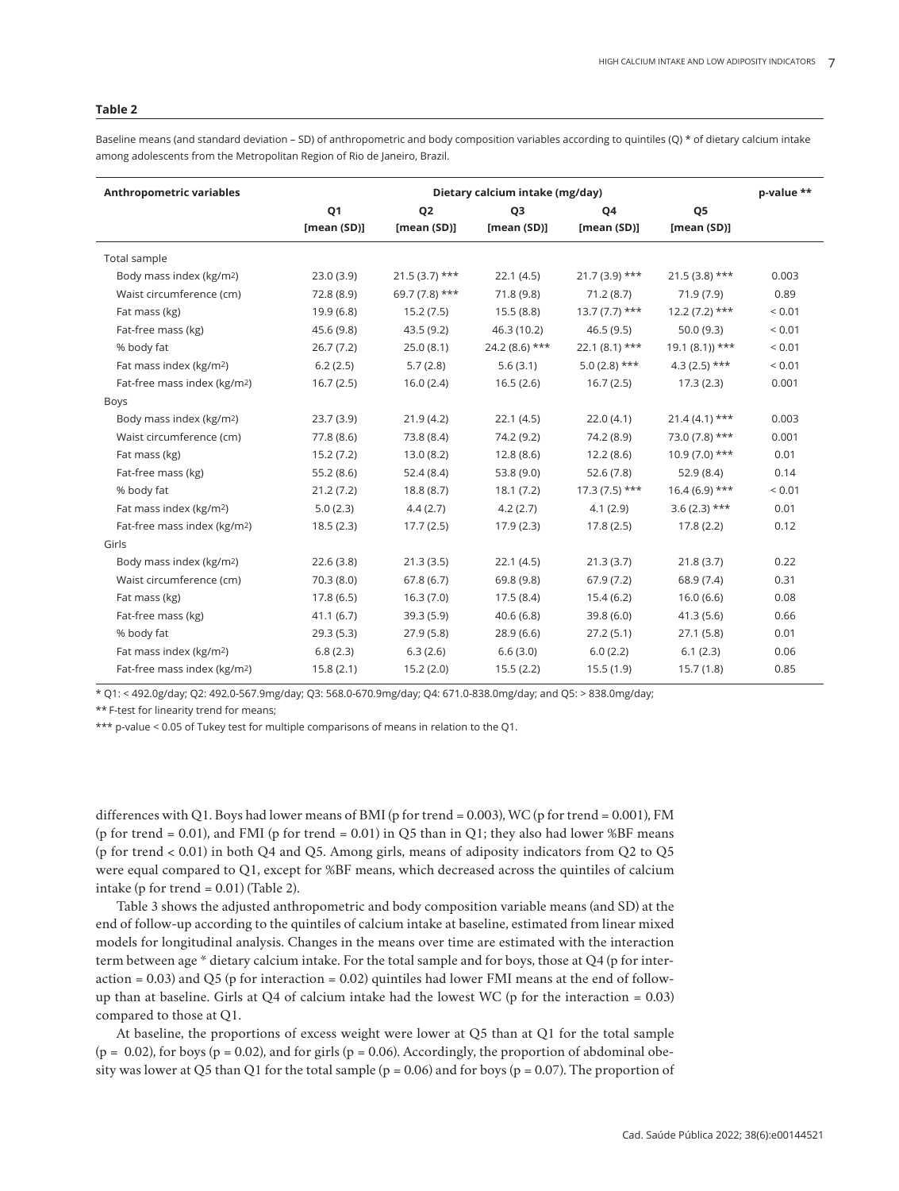**Table 2**

Baseline means (and standard deviation – SD) of anthropometric and body composition variables according to quintiles (Q) * of dietary calcium intake among adolescents from the Metropolitan Region of Rio de Janeiro, Brazil.

| Anthropometric variables | Dietary calcium intake (mg/day) | | | | | p-value ** |
|---|---|---|---|---|---|---|
| | Q1 [mean (SD)] | Q2 [mean (SD)] | Q3 [mean (SD)] | Q4 [mean (SD)] | Q5 [mean (SD)] | |
| Total sample | | | | | | |
| Body mass index (kg/m2) | 23.0 (3.9) | 21.5 (3.7) *** | 22.1 (4.5) | 21.7 (3.9) *** | 21.5 (3.8) *** | 0.003 |
| Waist circumference (cm) | 72.8 (8.9) | 69.7 (7.8) *** | 71.8 (9.8) | 71.2 (8.7) | 71.9 (7.9) | 0.89 |
| Fat mass (kg) | 19.9 (6.8) | 15.2 (7.5) | 15.5 (8.8) | 13.7 (7.7) *** | 12.2 (7.2) *** | < 0.01 |
| Fat-free mass (kg) | 45.6 (9.8) | 43.5 (9.2) | 46.3 (10.2) | 46.5 (9.5) | 50.0 (9.3) | < 0.01 |
| % body fat | 26.7 (7.2) | 25.0 (8.1) | 24.2 (8.6) *** | 22.1 (8.1) *** | 19.1 (8.1)) *** | < 0.01 |
| Fat mass index (kg/m2) | 6.2 (2.5) | 5.7 (2.8) | 5.6 (3.1) | 5.0 (2.8) *** | 4.3 (2.5) *** | < 0.01 |
| Fat-free mass index (kg/m2) | 16.7 (2.5) | 16.0 (2.4) | 16.5 (2.6) | 16.7 (2.5) | 17.3 (2.3) | 0.001 |
| Boys | | | | | | |
| Body mass index (kg/m2) | 23.7 (3.9) | 21.9 (4.2) | 22.1 (4.5) | 22.0 (4.1) | 21.4 (4.1) *** | 0.003 |
| Waist circumference (cm) | 77.8 (8.6) | 73.8 (8.4) | 74.2 (9.2) | 74.2 (8.9) | 73.0 (7.8) *** | 0.001 |
| Fat mass (kg) | 15.2 (7.2) | 13.0 (8.2) | 12.8 (8.6) | 12.2 (8.6) | 10.9 (7.0) *** | 0.01 |
| Fat-free mass (kg) | 55.2 (8.6) | 52.4 (8.4) | 53.8 (9.0) | 52.6 (7.8) | 52.9 (8.4) | 0.14 |
| % body fat | 21.2 (7.2) | 18.8 (8.7) | 18.1 (7.2) | 17.3 (7.5) *** | 16.4 (6.9) *** | < 0.01 |
| Fat mass index (kg/m2) | 5.0 (2.3) | 4.4 (2.7) | 4.2 (2.7) | 4.1 (2.9) | 3.6 (2.3) *** | 0.01 |
| Fat-free mass index (kg/m2) | 18.5 (2.3) | 17.7 (2.5) | 17.9 (2.3) | 17.8 (2.5) | 17.8 (2.2) | 0.12 |
| Girls | | | | | | |
| Body mass index (kg/m2) | 22.6 (3.8) | 21.3 (3.5) | 22.1 (4.5) | 21.3 (3.7) | 21.8 (3.7) | 0.22 |
| Waist circumference (cm) | 70.3 (8.0) | 67.8 (6.7) | 69.8 (9.8) | 67.9 (7.2) | 68.9 (7.4) | 0.31 |
| Fat mass (kg) | 17.8 (6.5) | 16.3 (7.0) | 17.5 (8.4) | 15.4 (6.2) | 16.0 (6.6) | 0.08 |
| Fat-free mass (kg) | 41.1 (6.7) | 39.3 (5.9) | 40.6 (6.8) | 39.8 (6.0) | 41.3 (5.6) | 0.66 |
| % body fat | 29.3 (5.3) | 27.9 (5.8) | 28.9 (6.6) | 27.2 (5.1) | 27.1 (5.8) | 0.01 |
| Fat mass index (kg/m2) | 6.8 (2.3) | 6.3 (2.6) | 6.6 (3.0) | 6.0 (2.2) | 6.1 (2.3) | 0.06 |
| Fat-free mass index (kg/m2) | 15.8 (2.1) | 15.2 (2.0) | 15.5 (2.2) | 15.5 (1.9) | 15.7 (1.8) | 0.85 |

* Q1: < 492.0g/day; Q2: 492.0-567.9mg/day; Q3: 568.0-670.9mg/day; Q4: 671.0-838.0mg/day; and Q5: > 838.0mg/day;

** F-test for linearity trend for means;

*** p-value < 0.05 of Tukey test for multiple comparisons of means in relation to the Q1.

differences with Q1. Boys had lower means of BMI (p for trend = 0.003), WC (p for trend = 0.001), FM (p for trend = 0.01), and FMI (p for trend = 0.01) in Q5 than in Q1; they also had lower %BF means (p for trend < 0.01) in both Q4 and Q5. Among girls, means of adiposity indicators from Q2 to Q5 were equal compared to Q1, except for %BF means, which decreased across the quintiles of calcium intake (p for trend = 0.01) (Table 2).

Table 3 shows the adjusted anthropometric and body composition variable means (and SD) at the end of follow-up according to the quintiles of calcium intake at baseline, estimated from linear mixed models for longitudinal analysis. Changes in the means over time are estimated with the interaction term between age * dietary calcium intake. For the total sample and for boys, those at Q4 (p for interaction = 0.03) and Q5 (p for interaction = 0.02) quintiles had lower FMI means at the end of follow-up than at baseline. Girls at Q4 of calcium intake had the lowest WC (p for the interaction = 0.03) compared to those at Q1.

At baseline, the proportions of excess weight were lower at Q5 than at Q1 for the total sample (p = 0.02), for boys (p = 0.02), and for girls (p = 0.06). Accordingly, the proportion of abdominal obesity was lower at Q5 than Q1 for the total sample (p = 0.06) and for boys (p = 0.07). The proportion of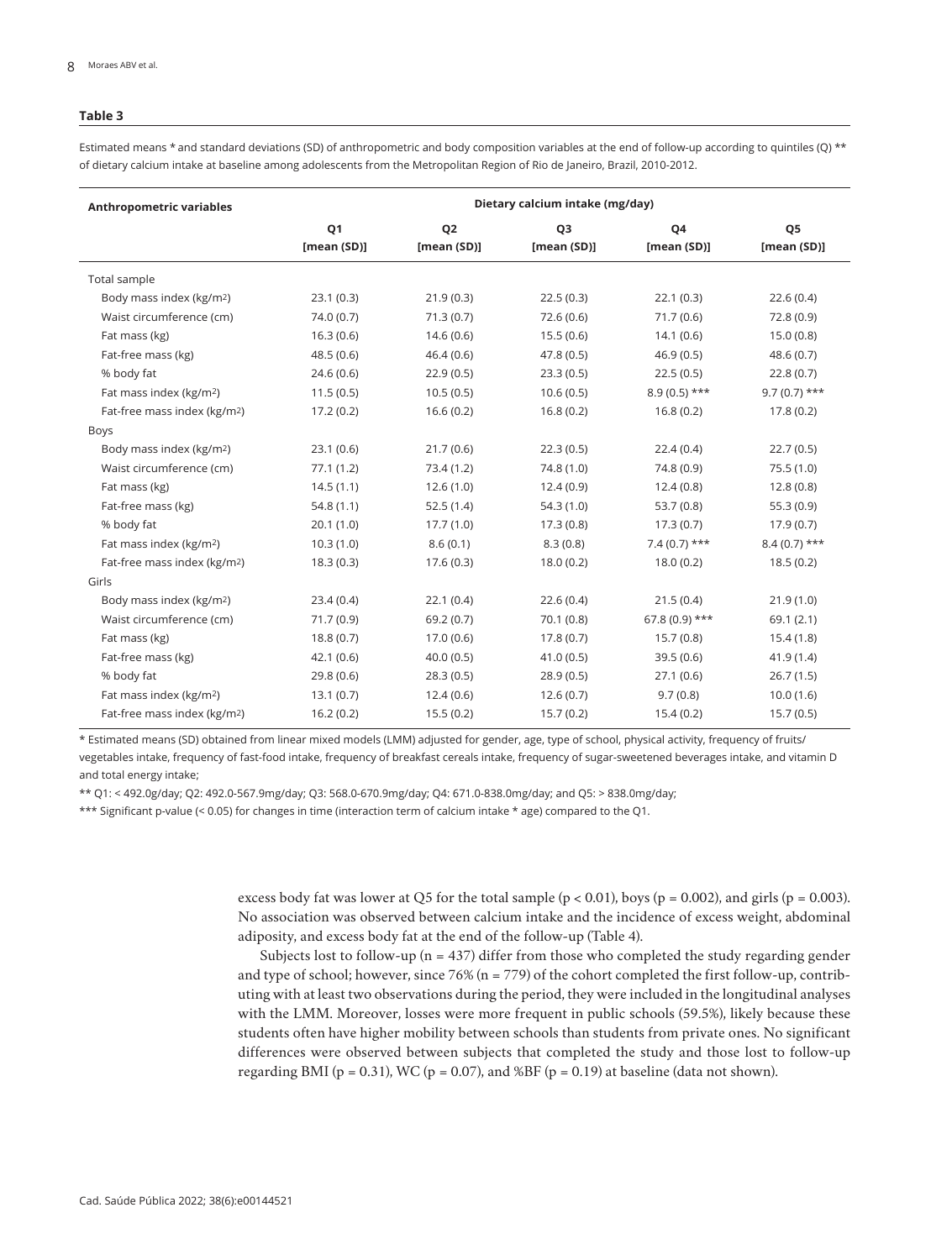**Table 3**

Estimated means * and standard deviations (SD) of anthropometric and body composition variables at the end of follow-up according to quintiles (Q) ** of dietary calcium intake at baseline among adolescents from the Metropolitan Region of Rio de Janeiro, Brazil, 2010-2012.

| Anthropometric variables | Dietary calcium intake (mg/day) | | | | |
|---|---|---|---|---|---|
| | Q1 [mean (SD)] | Q2 [mean (SD)] | Q3 [mean (SD)] | Q4 [mean (SD)] | Q5 [mean (SD)] |
| Total sample | | | | | |
| Body mass index (kg/m2) | 23.1 (0.3) | 21.9 (0.3) | 22.5 (0.3) | 22.1 (0.3) | 22.6 (0.4) |
| Waist circumference (cm) | 74.0 (0.7) | 71.3 (0.7) | 72.6 (0.6) | 71.7 (0.6) | 72.8 (0.9) |
| Fat mass (kg) | 16.3 (0.6) | 14.6 (0.6) | 15.5 (0.6) | 14.1 (0.6) | 15.0 (0.8) |
| Fat-free mass (kg) | 48.5 (0.6) | 46.4 (0.6) | 47.8 (0.5) | 46.9 (0.5) | 48.6 (0.7) |
| % body fat | 24.6 (0.6) | 22.9 (0.5) | 23.3 (0.5) | 22.5 (0.5) | 22.8 (0.7) |
| Fat mass index (kg/m2) | 11.5 (0.5) | 10.5 (0.5) | 10.6 (0.5) | 8.9 (0.5) *** | 9.7 (0.7) *** |
| Fat-free mass index (kg/m2) | 17.2 (0.2) | 16.6 (0.2) | 16.8 (0.2) | 16.8 (0.2) | 17.8 (0.2) |
| Boys | | | | | |
| Body mass index (kg/m2) | 23.1 (0.6) | 21.7 (0.6) | 22.3 (0.5) | 22.4 (0.4) | 22.7 (0.5) |
| Waist circumference (cm) | 77.1 (1.2) | 73.4 (1.2) | 74.8 (1.0) | 74.8 (0.9) | 75.5 (1.0) |
| Fat mass (kg) | 14.5 (1.1) | 12.6 (1.0) | 12.4 (0.9) | 12.4 (0.8) | 12.8 (0.8) |
| Fat-free mass (kg) | 54.8 (1.1) | 52.5 (1.4) | 54.3 (1.0) | 53.7 (0.8) | 55.3 (0.9) |
| % body fat | 20.1 (1.0) | 17.7 (1.0) | 17.3 (0.8) | 17.3 (0.7) | 17.9 (0.7) |
| Fat mass index (kg/m2) | 10.3 (1.0) | 8.6 (0.1) | 8.3 (0.8) | 7.4 (0.7) *** | 8.4 (0.7) *** |
| Fat-free mass index (kg/m2) | 18.3 (0.3) | 17.6 (0.3) | 18.0 (0.2) | 18.0 (0.2) | 18.5 (0.2) |
| Girls | | | | | |
| Body mass index (kg/m2) | 23.4 (0.4) | 22.1 (0.4) | 22.6 (0.4) | 21.5 (0.4) | 21.9 (1.0) |
| Waist circumference (cm) | 71.7 (0.9) | 69.2 (0.7) | 70.1 (0.8) | 67.8 (0.9) *** | 69.1 (2.1) |
| Fat mass (kg) | 18.8 (0.7) | 17.0 (0.6) | 17.8 (0.7) | 15.7 (0.8) | 15.4 (1.8) |
| Fat-free mass (kg) | 42.1 (0.6) | 40.0 (0.5) | 41.0 (0.5) | 39.5 (0.6) | 41.9 (1.4) |
| % body fat | 29.8 (0.6) | 28.3 (0.5) | 28.9 (0.5) | 27.1 (0.6) | 26.7 (1.5) |
| Fat mass index (kg/m2) | 13.1 (0.7) | 12.4 (0.6) | 12.6 (0.7) | 9.7 (0.8) | 10.0 (1.6) |
| Fat-free mass index (kg/m2) | 16.2 (0.2) | 15.5 (0.2) | 15.7 (0.2) | 15.4 (0.2) | 15.7 (0.5) |

* Estimated means (SD) obtained from linear mixed models (LMM) adjusted for gender, age, type of school, physical activity, frequency of fruits/vegetables intake, frequency of fast-food intake, frequency of breakfast cereals intake, frequency of sugar-sweetened beverages intake, and vitamin D and total energy intake;

** Q1: < 492.0g/day; Q2: 492.0-567.9mg/day; Q3: 568.0-670.9mg/day; Q4: 671.0-838.0mg/day; and Q5: > 838.0mg/day;

*** Significant p-value (< 0.05) for changes in time (interaction term of calcium intake * age) compared to the Q1.

excess body fat was lower at Q5 for the total sample ($p < 0.01$), boys ($p = 0.002$), and girls ($p = 0.003$). No association was observed between calcium intake and the incidence of excess weight, abdominal adiposity, and excess body fat at the end of the follow-up (Table 4).

Subjects lost to follow-up (n = 437) differ from those who completed the study regarding gender and type of school; however, since 76% (n = 779) of the cohort completed the first follow-up, contributing with at least two observations during the period, they were included in the longitudinal analyses with the LMM. Moreover, losses were more frequent in public schools (59.5%), likely because these students often have higher mobility between schools than students from private ones. No significant differences were observed between subjects that completed the study and those lost to follow-up regarding BMI ($p = 0.31$), WC ($p = 0.07$), and %BF ($p = 0.19$) at baseline (data not shown).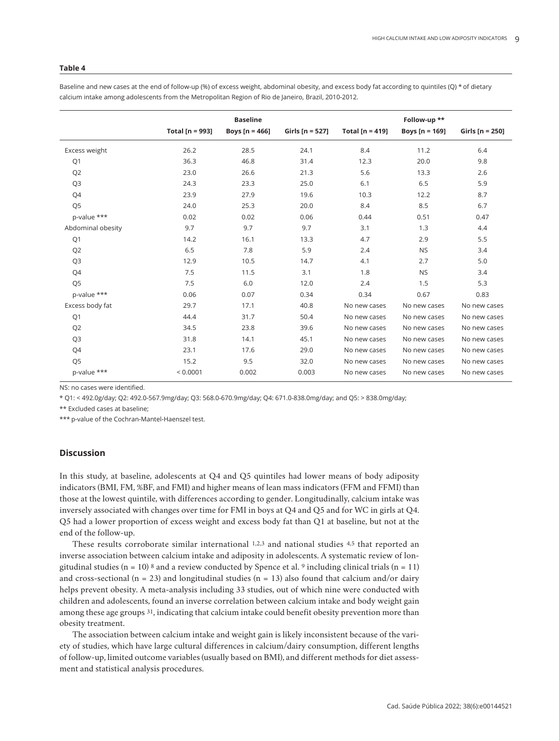**Table 4**

Baseline and new cases at the end of follow-up (%) of excess weight, abdominal obesity, and excess body fat according to quintiles (Q) * of dietary calcium intake among adolescents from the Metropolitan Region of Rio de Janeiro, Brazil, 2010-2012.

| | Baseline | | | Follow-up ** | | |
|---|---|---|---|---|---|---|
| | Total [n = 993] | Boys [n = 466] | Girls [n = 527] | Total [n = 419] | Boys [n = 169] | Girls [n = 250] |
| Excess weight | 26.2 | 28.5 | 24.1 | 8.4 | 11.2 | 6.4 |
| Q1 | 36.3 | 46.8 | 31.4 | 12.3 | 20.0 | 9.8 |
| Q2 | 23.0 | 26.6 | 21.3 | 5.6 | 13.3 | 2.6 |
| Q3 | 24.3 | 23.3 | 25.0 | 6.1 | 6.5 | 5.9 |
| Q4 | 23.9 | 27.9 | 19.6 | 10.3 | 12.2 | 8.7 |
| Q5 | 24.0 | 25.3 | 20.0 | 8.4 | 8.5 | 6.7 |
| p-value *** | 0.02 | 0.02 | 0.06 | 0.44 | 0.51 | 0.47 |
| Abdominal obesity | 9.7 | 9.7 | 9.7 | 3.1 | 1.3 | 4.4 |
| Q1 | 14.2 | 16.1 | 13.3 | 4.7 | 2.9 | 5.5 |
| Q2 | 6.5 | 7.8 | 5.9 | 2.4 | NS | 3.4 |
| Q3 | 12.9 | 10.5 | 14.7 | 4.1 | 2.7 | 5.0 |
| Q4 | 7.5 | 11.5 | 3.1 | 1.8 | NS | 3.4 |
| Q5 | 7.5 | 6.0 | 12.0 | 2.4 | 1.5 | 5.3 |
| p-value *** | 0.06 | 0.07 | 0.34 | 0.34 | 0.67 | 0.83 |
| Excess body fat | 29.7 | 17.1 | 40.8 | No new cases | No new cases | No new cases |
| Q1 | 44.4 | 31.7 | 50.4 | No new cases | No new cases | No new cases |
| Q2 | 34.5 | 23.8 | 39.6 | No new cases | No new cases | No new cases |
| Q3 | 31.8 | 14.1 | 45.1 | No new cases | No new cases | No new cases |
| Q4 | 23.1 | 17.6 | 29.0 | No new cases | No new cases | No new cases |
| Q5 | 15.2 | 9.5 | 32.0 | No new cases | No new cases | No new cases |
| p-value *** | < 0.0001 | 0.002 | 0.003 | No new cases | No new cases | No new cases |

NS: no cases were identified.

* Q1: < 492.0g/day; Q2: 492.0-567.9mg/day; Q3: 568.0-670.9mg/day; Q4: 671.0-838.0mg/day; and Q5: > 838.0mg/day;

** Excluded cases at baseline;

*** p-value of the Cochran-Mantel-Haenszel test.

## Discussion

In this study, at baseline, adolescents at Q4 and Q5 quintiles had lower means of body adiposity indicators (BMI, FM, %BF, and FMI) and higher means of lean mass indicators (FFM and FFMI) than those at the lowest quintile, with differences according to gender. Longitudinally, calcium intake was inversely associated with changes over time for FMI in boys at Q4 and Q5 and for WC in girls at Q4. Q5 had a lower proportion of excess weight and excess body fat than Q1 at baseline, but not at the end of the follow-up.

These results corroborate similar international [1,2,3] and national studies [4,5] that reported an inverse association between calcium intake and adiposity in adolescents. A systematic review of longitudinal studies (n = 10) [8] and a review conducted by Spence et al. [9] including clinical trials (n = 11) and cross-sectional (n = 23) and longitudinal studies (n = 13) also found that calcium and/or dairy helps prevent obesity. A meta-analysis including 33 studies, out of which nine were conducted with children and adolescents, found an inverse correlation between calcium intake and body weight gain among these age groups [31], indicating that calcium intake could benefit obesity prevention more than obesity treatment.

The association between calcium intake and weight gain is likely inconsistent because of the variety of studies, which have large cultural differences in calcium/dairy consumption, different lengths of follow-up, limited outcome variables (usually based on BMI), and different methods for diet assessment and statistical analysis procedures.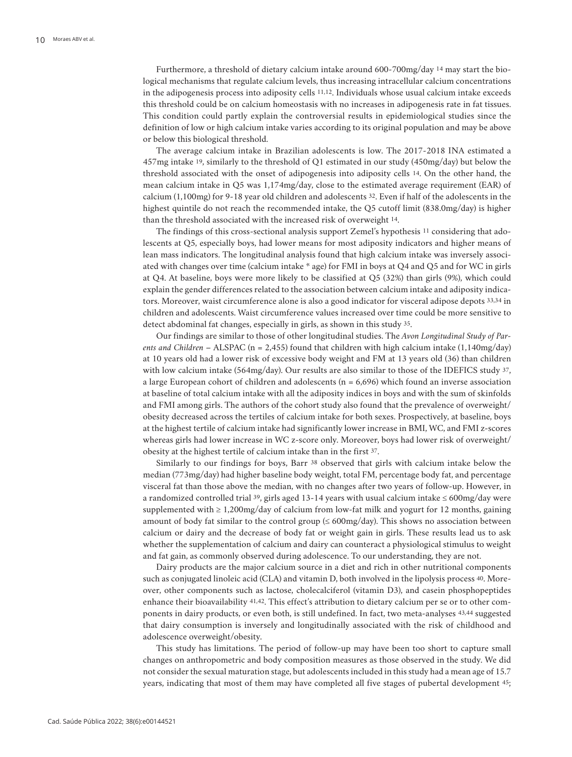Furthermore, a threshold of dietary calcium intake around 600-700mg/day [14] may start the biological mechanisms that regulate calcium levels, thus increasing intracellular calcium concentrations in the adipogenesis process into adiposity cells [11,12]. Individuals whose usual calcium intake exceeds this threshold could be on calcium homeostasis with no increases in adipogenesis rate in fat tissues. This condition could partly explain the controversial results in epidemiological studies since the definition of low or high calcium intake varies according to its original population and may be above or below this biological threshold.

The average calcium intake in Brazilian adolescents is low. The 2017-2018 INA estimated a 457mg intake [19], similarly to the threshold of Q1 estimated in our study (450mg/day) but below the threshold associated with the onset of adipogenesis into adiposity cells [14]. On the other hand, the mean calcium intake in Q5 was 1,174mg/day, close to the estimated average requirement (EAR) of calcium (1,100mg) for 9-18 year old children and adolescents [32]. Even if half of the adolescents in the highest quintile do not reach the recommended intake, the Q5 cutoff limit (838.0mg/day) is higher than the threshold associated with the increased risk of overweight [14].

The findings of this cross-sectional analysis support Zemel's hypothesis [11] considering that adolescents at Q5, especially boys, had lower means for most adiposity indicators and higher means of lean mass indicators. The longitudinal analysis found that high calcium intake was inversely associated with changes over time (calcium intake * age) for FMI in boys at Q4 and Q5 and for WC in girls at Q4. At baseline, boys were more likely to be classified at Q5 (32%) than girls (9%), which could explain the gender differences related to the association between calcium intake and adiposity indicators. Moreover, waist circumference alone is also a good indicator for visceral adipose depots [33,34] in children and adolescents. Waist circumference values increased over time could be more sensitive to detect abdominal fat changes, especially in girls, as shown in this study [35].

Our findings are similar to those of other longitudinal studies. The *Avon Longitudinal Study of Parents and Children* – ALSPAC (n = 2,455) found that children with high calcium intake (1,140mg/day) at 10 years old had a lower risk of excessive body weight and FM at 13 years old (36) than children with low calcium intake (564mg/day). Our results are also similar to those of the IDEFICS study [37], a large European cohort of children and adolescents (n = 6,696) which found an inverse association at baseline of total calcium intake with all the adiposity indices in boys and with the sum of skinfolds and FMI among girls. The authors of the cohort study also found that the prevalence of overweight/obesity decreased across the tertiles of calcium intake for both sexes. Prospectively, at baseline, boys at the highest tertile of calcium intake had significantly lower increase in BMI, WC, and FMI z-scores whereas girls had lower increase in WC z-score only. Moreover, boys had lower risk of overweight/obesity at the highest tertile of calcium intake than in the first [37].

Similarly to our findings for boys, Barr [38] observed that girls with calcium intake below the median (773mg/day) had higher baseline body weight, total FM, percentage body fat, and percentage visceral fat than those above the median, with no changes after two years of follow-up. However, in a randomized controlled trial [39], girls aged 13-14 years with usual calcium intake ≤ 600mg/day were supplemented with ≥ 1,200mg/day of calcium from low-fat milk and yogurt for 12 months, gaining amount of body fat similar to the control group (≤ 600mg/day). This shows no association between calcium or dairy and the decrease of body fat or weight gain in girls. These results lead us to ask whether the supplementation of calcium and dairy can counteract a physiological stimulus to weight and fat gain, as commonly observed during adolescence. To our understanding, they are not.

Dairy products are the major calcium source in a diet and rich in other nutritional components such as conjugated linoleic acid (CLA) and vitamin D, both involved in the lipolysis process [40]. Moreover, other components such as lactose, cholecalciferol (vitamin D3), and casein phosphopeptides enhance their bioavailability [41,42]. This effect's attribution to dietary calcium per se or to other components in dairy products, or even both, is still undefined. In fact, two meta-analyses [43,44] suggested that dairy consumption is inversely and longitudinally associated with the risk of childhood and adolescence overweight/obesity.

This study has limitations. The period of follow-up may have been too short to capture small changes on anthropometric and body composition measures as those observed in the study. We did not consider the sexual maturation stage, but adolescents included in this study had a mean age of 15.7 years, indicating that most of them may have completed all five stages of pubertal development [45];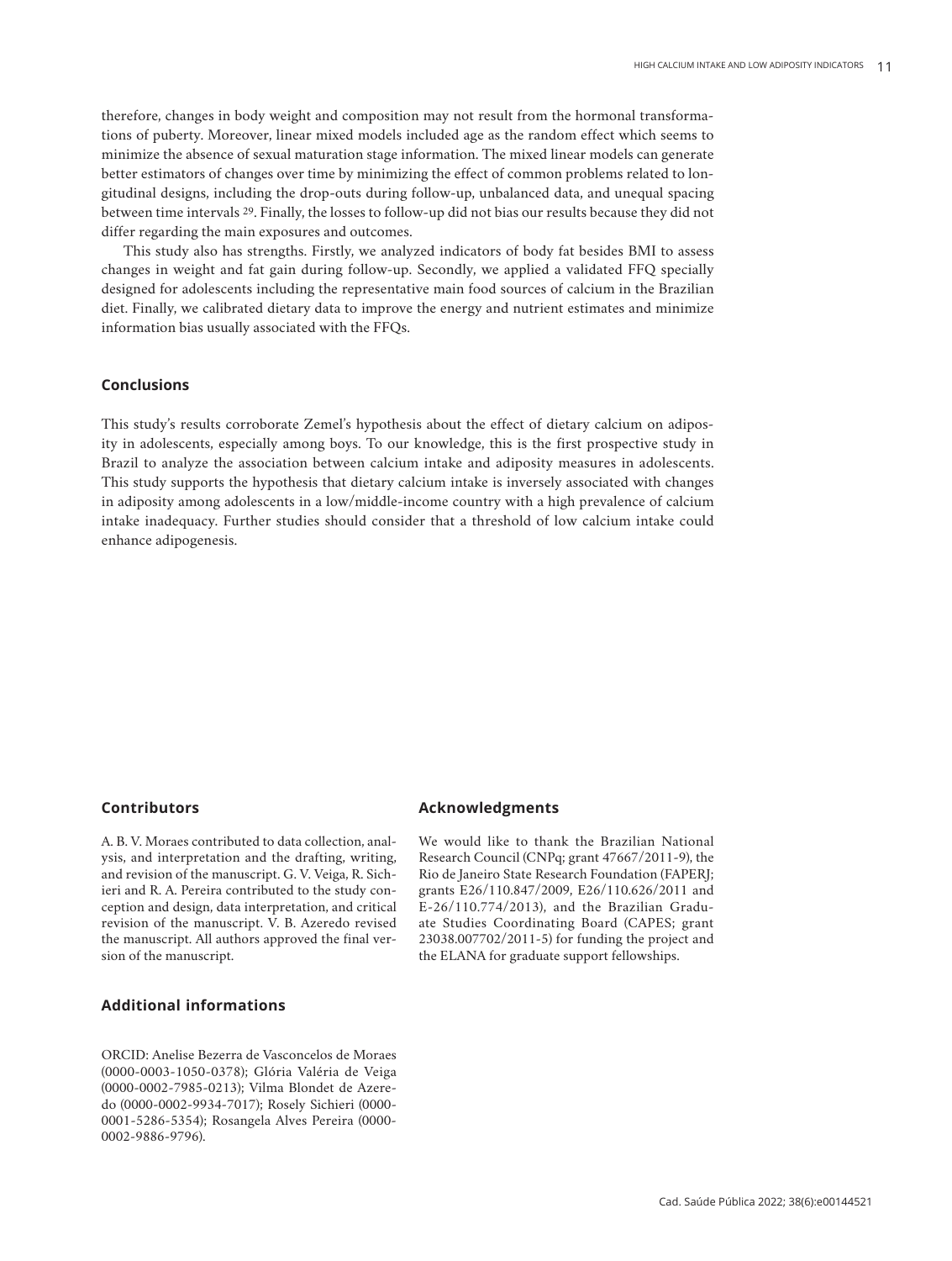therefore, changes in body weight and composition may not result from the hormonal transformations of puberty. Moreover, linear mixed models included age as the random effect which seems to minimize the absence of sexual maturation stage information. The mixed linear models can generate better estimators of changes over time by minimizing the effect of common problems related to longitudinal designs, including the drop-outs during follow-up, unbalanced data, and unequal spacing between time intervals [29]. Finally, the losses to follow-up did not bias our results because they did not differ regarding the main exposures and outcomes.

This study also has strengths. Firstly, we analyzed indicators of body fat besides BMI to assess changes in weight and fat gain during follow-up. Secondly, we applied a validated FFQ specially designed for adolescents including the representative main food sources of calcium in the Brazilian diet. Finally, we calibrated dietary data to improve the energy and nutrient estimates and minimize information bias usually associated with the FFQs.

## Conclusions

This study's results corroborate Zemel's hypothesis about the effect of dietary calcium on adiposity in adolescents, especially among boys. To our knowledge, this is the first prospective study in Brazil to analyze the association between calcium intake and adiposity measures in adolescents. This study supports the hypothesis that dietary calcium intake is inversely associated with changes in adiposity among adolescents in a low/middle-income country with a high prevalence of calcium intake inadequacy. Further studies should consider that a threshold of low calcium intake could enhance adipogenesis.

## Contributors

A. B. V. Moraes contributed to data collection, analysis, and interpretation and the drafting, writing, and revision of the manuscript. G. V. Veiga, R. Sichieri and R. A. Pereira contributed to the study conception and design, data interpretation, and critical revision of the manuscript. V. B. Azeredo revised the manuscript. All authors approved the final version of the manuscript.

## Additional informations

ORCID: Anelise Bezerra de Vasconcelos de Moraes (0000-0003-1050-0378); Glória Valéria de Veiga (0000-0002-7985-0213); Vilma Blondet de Azeredo (0000-0002-9934-7017); Rosely Sichieri (0000-0001-5286-5354); Rosangela Alves Pereira (0000-0002-9886-9796).

## Acknowledgments

We would like to thank the Brazilian National Research Council (CNPq; grant 47667/2011-9), the Rio de Janeiro State Research Foundation (FAPERJ; grants E26/110.847/2009, E26/110.626/2011 and E-26/110.774/2013), and the Brazilian Graduate Studies Coordinating Board (CAPES; grant 23038.007702/2011-5) for funding the project and the ELANA for graduate support fellowships.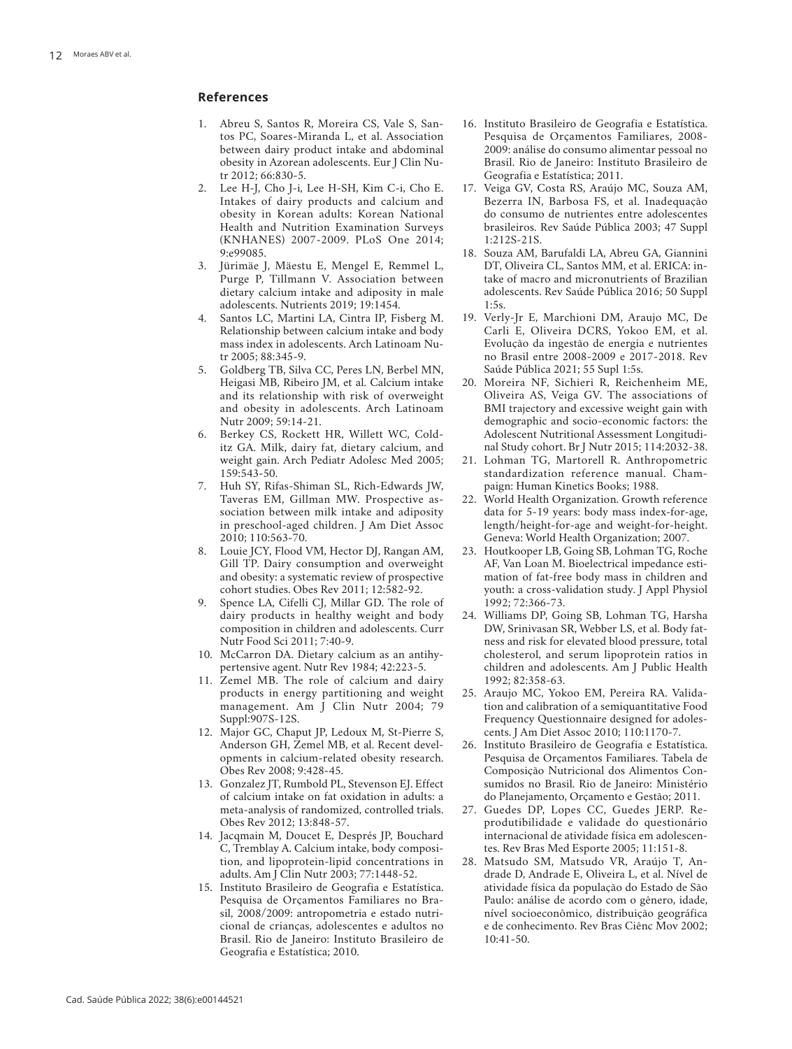## References

1. Abreu S, Santos R, Moreira CS, Vale S, Santos PC, Soares-Miranda L, et al. Association between dairy product intake and abdominal obesity in Azorean adolescents. Eur J Clin Nutr 2012; 66:830-5.
2. Lee H-J, Cho J-i, Lee H-SH, Kim C-i, Cho E. Intakes of dairy products and calcium and obesity in Korean adults: Korean National Health and Nutrition Examination Surveys (KNHANES) 2007-2009. PLoS One 2014; 9:e99085.
3. Jürimäe J, Mäestu E, Mengel E, Remmel L, Purge P, Tillmann V. Association between dietary calcium intake and adiposity in male adolescents. Nutrients 2019; 19:1454.
4. Santos LC, Martini LA, Cintra IP, Fisberg M. Relationship between calcium intake and body mass index in adolescents. Arch Latinoam Nutr 2005; 88:345-9.
5. Goldberg TB, Silva CC, Peres LN, Berbel MN, Heigasi MB, Ribeiro JM, et al. Calcium intake and its relationship with risk of overweight and obesity in adolescents. Arch Latinoam Nutr 2009; 59:14-21.
6. Berkey CS, Rockett HR, Willett WC, Colditz GA. Milk, dairy fat, dietary calcium, and weight gain. Arch Pediatr Adolesc Med 2005; 159:543-50.
7. Huh SY, Rifas-Shiman SL, Rich-Edwards JW, Taveras EM, Gillman MW. Prospective association between milk intake and adiposity in preschool-aged children. J Am Diet Assoc 2010; 110:563-70.
8. Louie JCY, Flood VM, Hector DJ, Rangan AM, Gill TP. Dairy consumption and overweight and obesity: a systematic review of prospective cohort studies. Obes Rev 2011; 12:582-92.
9. Spence LA, Cifelli CJ, Millar GD. The role of dairy products in healthy weight and body composition in children and adolescents. Curr Nutr Food Sci 2011; 7:40-9.
10. McCarron DA. Dietary calcium as an antihypertensive agent. Nutr Rev 1984; 42:223-5.
11. Zemel MB. The role of calcium and dairy products in energy partitioning and weight management. Am J Clin Nutr 2004; 79 Suppl:907S-12S.
12. Major GC, Chaput JP, Ledoux M, St-Pierre S, Anderson GH, Zemel MB, et al. Recent developments in calcium-related obesity research. Obes Rev 2008; 9:428-45.
13. Gonzalez JT, Rumbold PL, Stevenson EJ. Effect of calcium intake on fat oxidation in adults: a meta-analysis of randomized, controlled trials. Obes Rev 2012; 13:848-57.
14. Jacqmain M, Doucet E, Després JP, Bouchard C, Tremblay A. Calcium intake, body composition, and lipoprotein-lipid concentrations in adults. Am J Clin Nutr 2003; 77:1448-52.
15. Instituto Brasileiro de Geografia e Estatística. Pesquisa de Orçamentos Familiares no Brasil, 2008/2009: antropometria e estado nutricional de crianças, adolescentes e adultos no Brasil. Rio de Janeiro: Instituto Brasileiro de Geografia e Estatística; 2010.
16. Instituto Brasileiro de Geografia e Estatística. Pesquisa de Orçamentos Familiares, 2008-2009: análise do consumo alimentar pessoal no Brasil. Rio de Janeiro: Instituto Brasileiro de Geografia e Estatística; 2011.
17. Veiga GV, Costa RS, Araújo MC, Souza AM, Bezerra IN, Barbosa FS, et al. Inadequação do consumo de nutrientes entre adolescentes brasileiros. Rev Saúde Pública 2003; 47 Suppl 1:212S-21S.
18. Souza AM, Barufaldi LA, Abreu GA, Giannini DT, Oliveira CL, Santos MM, et al. ERICA: intake of macro and micronutrients of Brazilian adolescents. Rev Saúde Pública 2016; 50 Suppl 1:5s.
19. Verly-Jr E, Marchioni DM, Araujo MC, De Carli E, Oliveira DCRS, Yokoo EM, et al. Evolução da ingestão de energia e nutrientes no Brasil entre 2008-2009 e 2017-2018. Rev Saúde Pública 2021; 55 Supl 1:5s.
20. Moreira NF, Sichieri R, Reichenheim ME, Oliveira AS, Veiga GV. The associations of BMI trajectory and excessive weight gain with demographic and socio-economic factors: the Adolescent Nutritional Assessment Longitudinal Study cohort. Br J Nutr 2015; 114:2032-38.
21. Lohman TG, Martorell R. Anthropometric standardization reference manual. Champaign: Human Kinetics Books; 1988.
22. World Health Organization. Growth reference data for 5-19 years: body mass index-for-age, length/height-for-age and weight-for-height. Geneva: World Health Organization; 2007.
23. Houtkooper LB, Going SB, Lohman TG, Roche AF, Van Loan M. Bioelectrical impedance estimation of fat-free body mass in children and youth: a cross-validation study. J Appl Physiol 1992; 72:366-73.
24. Williams DP, Going SB, Lohman TG, Harsha DW, Srinivasan SR, Webber LS, et al. Body fatness and risk for elevated blood pressure, total cholesterol, and serum lipoprotein ratios in children and adolescents. Am J Public Health 1992; 82:358-63.
25. Araujo MC, Yokoo EM, Pereira RA. Validation and calibration of a semiquantitative Food Frequency Questionnaire designed for adolescents. J Am Diet Assoc 2010; 110:1170-7.
26. Instituto Brasileiro de Geografia e Estatística. Pesquisa de Orçamentos Familiares. Tabela de Composição Nutricional dos Alimentos Consumidos no Brasil. Rio de Janeiro: Ministério do Planejamento, Orçamento e Gestão; 2011.
27. Guedes DP, Lopes CC, Guedes JERP. Reprodutibilidade e validade do questionário internacional de atividade física em adolescentes. Rev Bras Med Esporte 2005; 11:151-8.
28. Matsudo SM, Matsudo VR, Araújo T, Andrade D, Andrade E, Oliveira L, et al. Nível de atividade física da população do Estado de São Paulo: análise de acordo com o gênero, idade, nível socioeconômico, distribuição geográfica e de conhecimento. Rev Bras Ciênc Mov 2002; 10:41-50.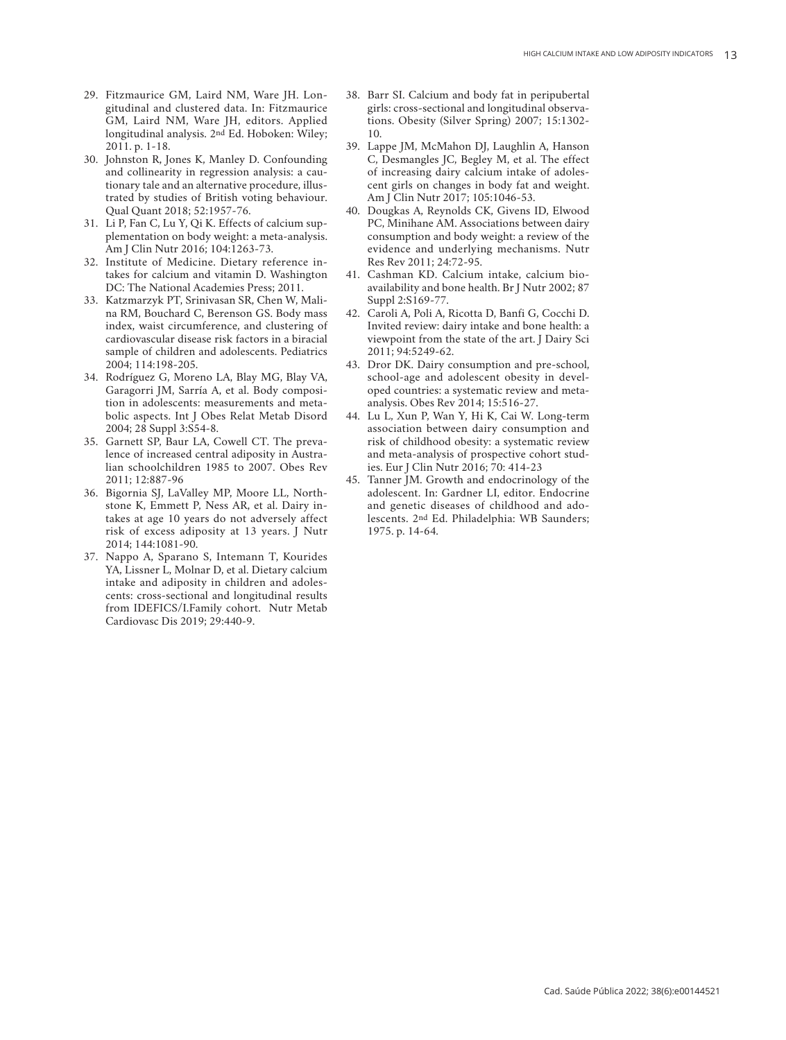29. Fitzmaurice GM, Laird NM, Ware JH. Longitudinal and clustered data. In: Fitzmaurice GM, Laird NM, Ware JH, editors. Applied longitudinal analysis. 2nd Ed. Hoboken: Wiley; 2011. p. 1-18.
30. Johnston R, Jones K, Manley D. Confounding and collinearity in regression analysis: a cautionary tale and an alternative procedure, illustrated by studies of British voting behaviour. Qual Quant 2018; 52:1957-76.
31. Li P, Fan C, Lu Y, Qi K. Effects of calcium supplementation on body weight: a meta-analysis. Am J Clin Nutr 2016; 104:1263-73.
32. Institute of Medicine. Dietary reference intakes for calcium and vitamin D. Washington DC: The National Academies Press; 2011.
33. Katzmarzyk PT, Srinivasan SR, Chen W, Malina RM, Bouchard C, Berenson GS. Body mass index, waist circumference, and clustering of cardiovascular disease risk factors in a biracial sample of children and adolescents. Pediatrics 2004; 114:198-205.
34. Rodríguez G, Moreno LA, Blay MG, Blay VA, Garagorri JM, Sarría A, et al. Body composition in adolescents: measurements and metabolic aspects. Int J Obes Relat Metab Disord 2004; 28 Suppl 3:S54-8.
35. Garnett SP, Baur LA, Cowell CT. The prevalence of increased central adiposity in Australian schoolchildren 1985 to 2007. Obes Rev 2011; 12:887-96
36. Bigornia SJ, LaValley MP, Moore LL, Northstone K, Emmett P, Ness AR, et al. Dairy intakes at age 10 years do not adversely affect risk of excess adiposity at 13 years. J Nutr 2014; 144:1081-90.
37. Nappo A, Sparano S, Intemann T, Kourides YA, Lissner L, Molnar D, et al. Dietary calcium intake and adiposity in children and adolescents: cross-sectional and longitudinal results from IDEFICS/I.Family cohort. Nutr Metab Cardiovasc Dis 2019; 29:440-9.
38. Barr SI. Calcium and body fat in peripubertal girls: cross-sectional and longitudinal observations. Obesity (Silver Spring) 2007; 15:1302-10.
39. Lappe JM, McMahon DJ, Laughlin A, Hanson C, Desmangles JC, Begley M, et al. The effect of increasing dairy calcium intake of adolescent girls on changes in body fat and weight. Am J Clin Nutr 2017; 105:1046-53.
40. Dougkas A, Reynolds CK, Givens ID, Elwood PC, Minihane AM. Associations between dairy consumption and body weight: a review of the evidence and underlying mechanisms. Nutr Res Rev 2011; 24:72-95.
41. Cashman KD. Calcium intake, calcium bioavailability and bone health. Br J Nutr 2002; 87 Suppl 2:S169-77.
42. Caroli A, Poli A, Ricotta D, Banfi G, Cocchi D. Invited review: dairy intake and bone health: a viewpoint from the state of the art. J Dairy Sci 2011; 94:5249-62.
43. Dror DK. Dairy consumption and pre-school, school-age and adolescent obesity in developed countries: a systematic review and meta-analysis. Obes Rev 2014; 15:516-27.
44. Lu L, Xun P, Wan Y, Hi K, Cai W. Long-term association between dairy consumption and risk of childhood obesity: a systematic review and meta-analysis of prospective cohort studies. Eur J Clin Nutr 2016; 70: 414-23
45. Tanner JM. Growth and endocrinology of the adolescent. In: Gardner LI, editor. Endocrine and genetic diseases of childhood and adolescents. 2nd Ed. Philadelphia: WB Saunders; 1975. p. 14-64.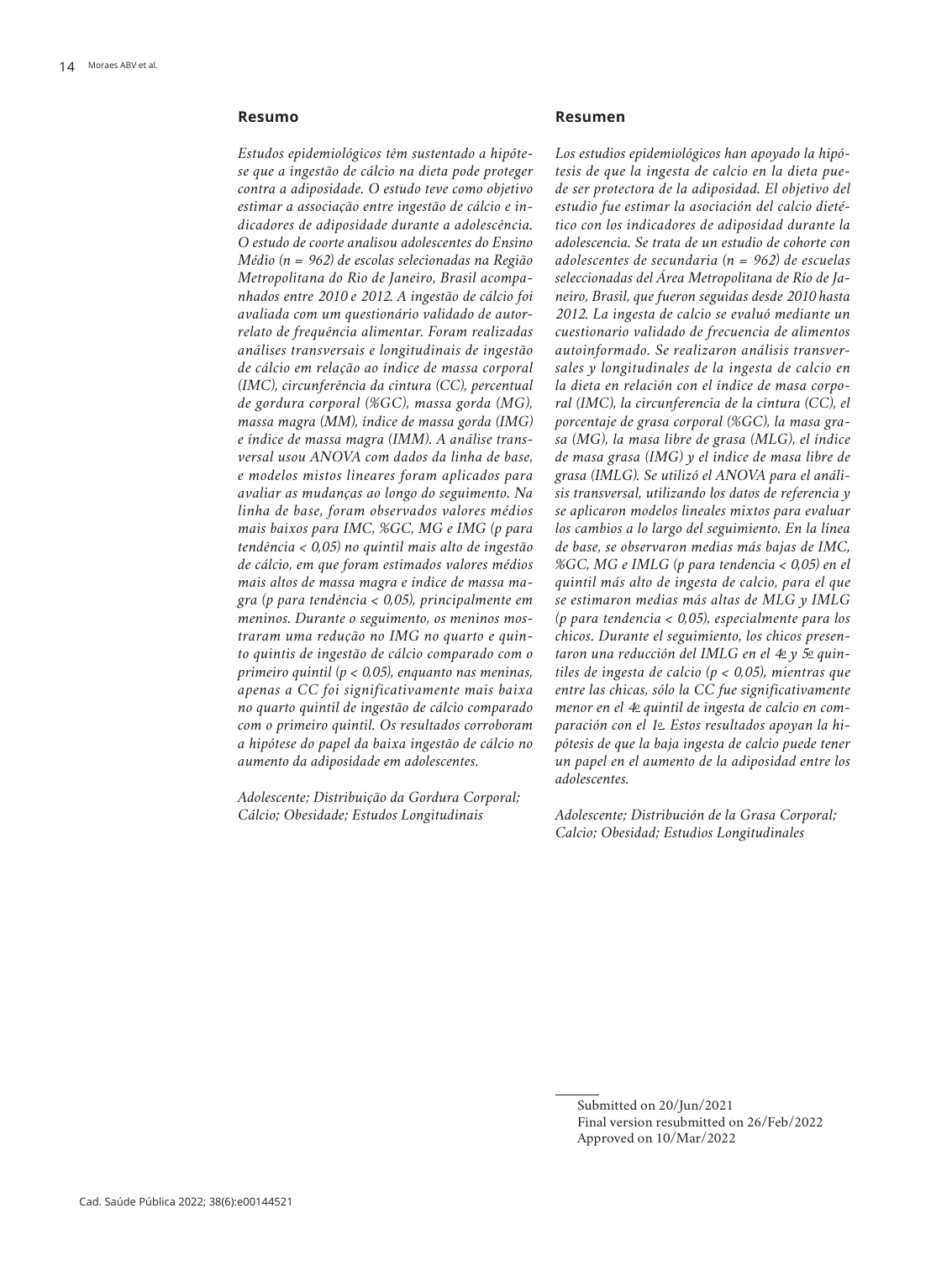## Resumo

*Estudos epidemiológicos têm sustentado a hipótese que a ingestão de cálcio na dieta pode proteger contra a adiposidade. O estudo teve como objetivo estimar a associação entre ingestão de cálcio e indicadores de adiposidade durante a adolescência. O estudo de coorte analisou adolescentes do Ensino Médio (n = 962) de escolas selecionadas na Região Metropolitana do Rio de Janeiro, Brasil acompanhados entre 2010 e 2012. A ingestão de cálcio foi avaliada com um questionário validado de autorrelato de frequência alimentar. Foram realizadas análises transversais e longitudinais de ingestão de cálcio em relação ao índice de massa corporal (IMC), circunferência da cintura (CC), percentual de gordura corporal (%GC), massa gorda (MG), massa magra (MM), índice de massa gorda (IMG) e índice de massa magra (IMM). A análise transversal usou ANOVA com dados da linha de base, e modelos mistos lineares foram aplicados para avaliar as mudanças ao longo do seguimento. Na linha de base, foram observados valores médios mais baixos para IMC, %GC, MG e IMG (p para tendência < 0,05) no quintil mais alto de ingestão de cálcio, em que foram estimados valores médios mais altos de massa magra e índice de massa magra (p para tendência < 0,05), principalmente em meninos. Durante o seguimento, os meninos mostraram uma redução no IMG no quarto e quinto quintis de ingestão de cálcio comparado com o primeiro quintil (p < 0,05), enquanto nas meninas, apenas a CC foi significativamente mais baixa no quarto quintil de ingestão de cálcio comparado com o primeiro quintil. Os resultados corroboram a hipótese do papel da baixa ingestão de cálcio no aumento da adiposidade em adolescentes.*

*Adolescente; Distribuição da Gordura Corporal; Cálcio; Obesidade; Estudos Longitudinais*

## Resumen

*Los estudios epidemiológicos han apoyado la hipótesis de que la ingesta de calcio en la dieta puede ser protectora de la adiposidad. El objetivo del estudio fue estimar la asociación del calcio dietético con los indicadores de adiposidad durante la adolescencia. Se trata de un estudio de cohorte con adolescentes de secundaria (n = 962) de escuelas seleccionadas del Área Metropolitana de Río de Janeiro, Brasil, que fueron seguidas desde 2010 hasta 2012. La ingesta de calcio se evaluó mediante un cuestionario validado de frecuencia de alimentos autoinformado. Se realizaron análisis transversales y longitudinales de la ingesta de calcio en la dieta en relación con el índice de masa corporal (IMC), la circunferencia de la cintura (CC), el porcentaje de grasa corporal (%GC), la masa grasa (MG), la masa libre de grasa (MLG), el índice de masa grasa (IMG) y el índice de masa libre de grasa (IMLG). Se utilizó el ANOVA para el análisis transversal, utilizando los datos de referencia y se aplicaron modelos lineales mixtos para evaluar los cambios a lo largo del seguimiento. En la línea de base, se observaron medias más bajas de IMC, %GC, MG e IMLG (p para tendencia < 0,05) en el quintil más alto de ingesta de calcio, para el que se estimaron medias más altas de MLG y IMLG (p para tendencia < 0,05), especialmente para los chicos. Durante el seguimiento, los chicos presentaron una reducción del IMLG en el 4º y 5º quintiles de ingesta de calcio (p < 0,05), mientras que entre las chicas, sólo la CC fue significativamente menor en el 4º quintil de ingesta de calcio en comparación con el 1º. Estos resultados apoyan la hipótesis de que la baja ingesta de calcio puede tener un papel en el aumento de la adiposidad entre los adolescentes.*

*Adolescente; Distribución de la Grasa Corporal; Calcio; Obesidad; Estudios Longitudinales*

Submitted on 20/Jun/2021
Final version resubmitted on 26/Feb/2022
Approved on 10/Mar/2022